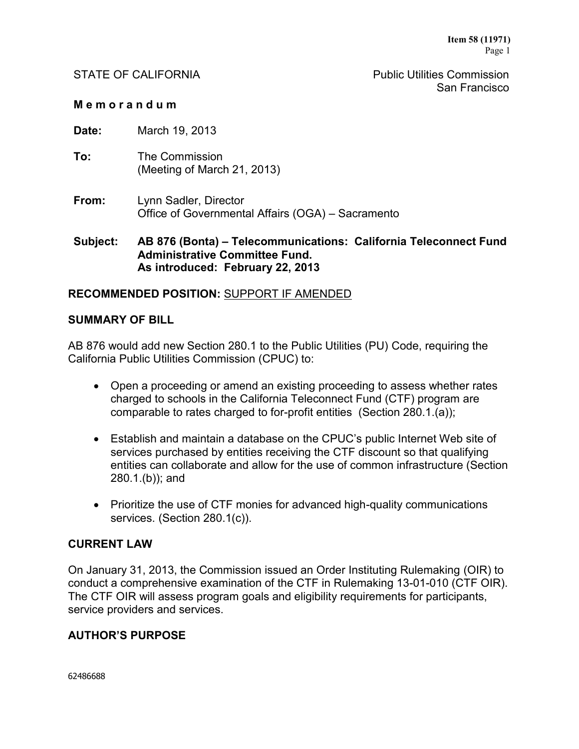STATE OF CALIFORNIA

Public Utilities Commission
San Francisco

**M e m o r a n d u m**

**Date:** March 19, 2013

**To:** The Commission
(Meeting of March 21, 2013)

**From:** Lynn Sadler, Director
Office of Governmental Affairs (OGA) – Sacramento

**Subject:** **AB 876 (Bonta) – Telecommunications: California Teleconnect Fund Administrative Committee Fund. As introduced: February 22, 2013**

**RECOMMENDED POSITION:** SUPPORT IF AMENDED

## SUMMARY OF BILL

AB 876 would add new Section 280.1 to the Public Utilities (PU) Code, requiring the California Public Utilities Commission (CPUC) to:

- Open a proceeding or amend an existing proceeding to assess whether rates charged to schools in the California Teleconnect Fund (CTF) program are comparable to rates charged to for-profit entities (Section 280.1.(a));
- Establish and maintain a database on the CPUC's public Internet Web site of services purchased by entities receiving the CTF discount so that qualifying entities can collaborate and allow for the use of common infrastructure (Section 280.1.(b)); and
- Prioritize the use of CTF monies for advanced high-quality communications services. (Section 280.1(c)).

## CURRENT LAW

On January 31, 2013, the Commission issued an Order Instituting Rulemaking (OIR) to conduct a comprehensive examination of the CTF in Rulemaking 13-01-010 (CTF OIR). The CTF OIR will assess program goals and eligibility requirements for participants, service providers and services.

## AUTHOR'S PURPOSE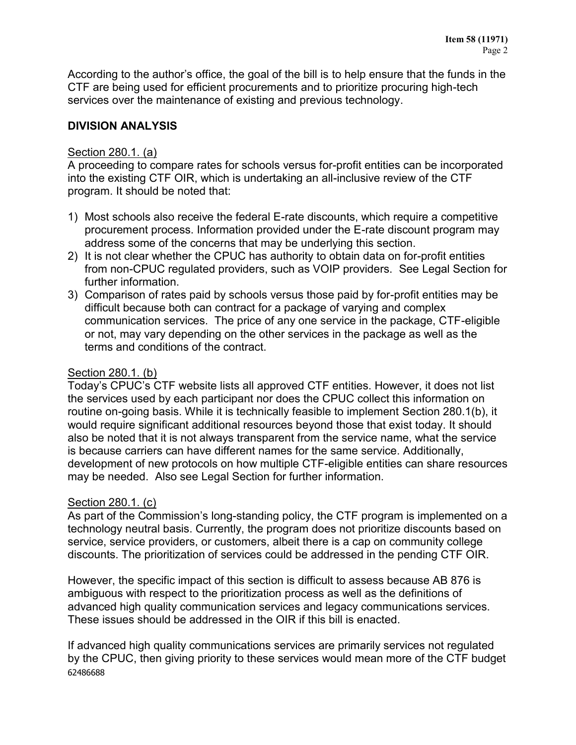According to the author's office, the goal of the bill is to help ensure that the funds in the CTF are being used for efficient procurements and to prioritize procuring high-tech services over the maintenance of existing and previous technology.

## DIVISION ANALYSIS

Section 280.1. (a)

A proceeding to compare rates for schools versus for-profit entities can be incorporated into the existing CTF OIR, which is undertaking an all-inclusive review of the CTF program. It should be noted that:

1) Most schools also receive the federal E-rate discounts, which require a competitive procurement process. Information provided under the E-rate discount program may address some of the concerns that may be underlying this section.
2) It is not clear whether the CPUC has authority to obtain data on for-profit entities from non-CPUC regulated providers, such as VOIP providers. See Legal Section for further information.
3) Comparison of rates paid by schools versus those paid by for-profit entities may be difficult because both can contract for a package of varying and complex communication services. The price of any one service in the package, CTF-eligible or not, may vary depending on the other services in the package as well as the terms and conditions of the contract.

Section 280.1. (b)

Today's CPUC's CTF website lists all approved CTF entities. However, it does not list the services used by each participant nor does the CPUC collect this information on routine on-going basis. While it is technically feasible to implement Section 280.1(b), it would require significant additional resources beyond those that exist today. It should also be noted that it is not always transparent from the service name, what the service is because carriers can have different names for the same service. Additionally, development of new protocols on how multiple CTF-eligible entities can share resources may be needed. Also see Legal Section for further information.

Section 280.1. (c)

As part of the Commission's long-standing policy, the CTF program is implemented on a technology neutral basis. Currently, the program does not prioritize discounts based on service, service providers, or customers, albeit there is a cap on community college discounts. The prioritization of services could be addressed in the pending CTF OIR.

However, the specific impact of this section is difficult to assess because AB 876 is ambiguous with respect to the prioritization process as well as the definitions of advanced high quality communication services and legacy communications services. These issues should be addressed in the OIR if this bill is enacted.

If advanced high quality communications services are primarily services not regulated by the CPUC, then giving priority to these services would mean more of the CTF budget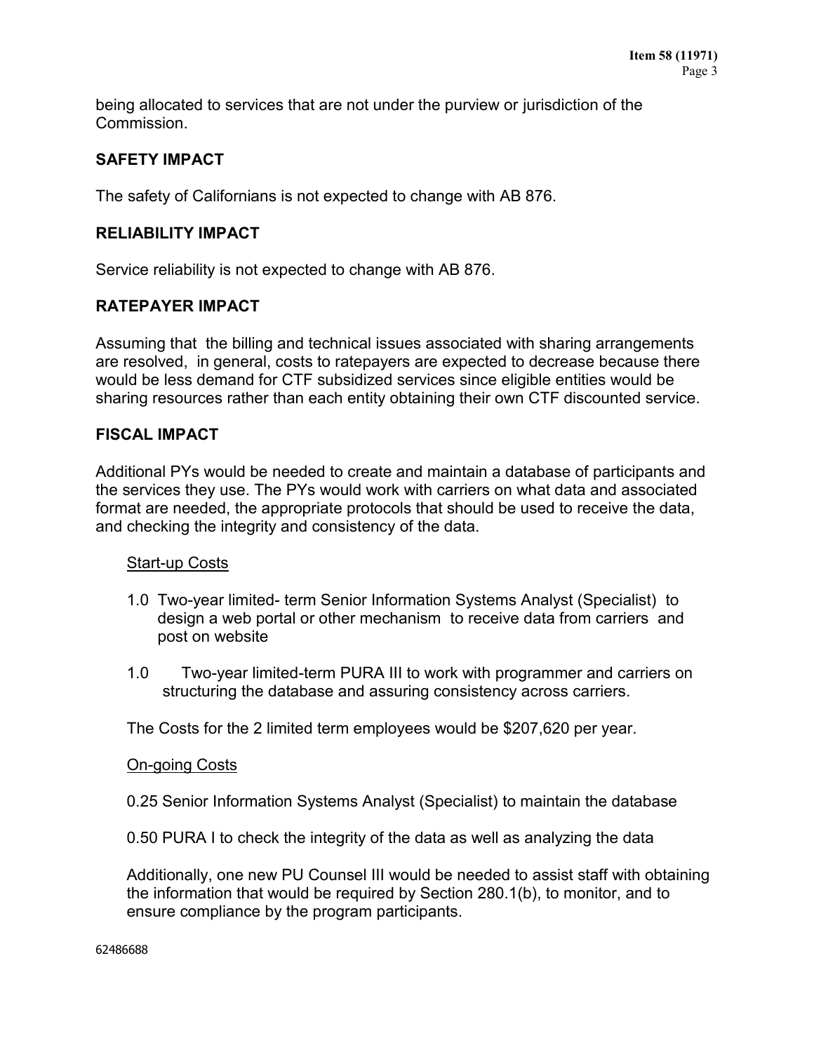being allocated to services that are not under the purview or jurisdiction of the Commission.

## SAFETY IMPACT

The safety of Californians is not expected to change with AB 876.

## RELIABILITY IMPACT

Service reliability is not expected to change with AB 876.

## RATEPAYER IMPACT

Assuming that the billing and technical issues associated with sharing arrangements are resolved, in general, costs to ratepayers are expected to decrease because there would be less demand for CTF subsidized services since eligible entities would be sharing resources rather than each entity obtaining their own CTF discounted service.

## FISCAL IMPACT

Additional PYs would be needed to create and maintain a database of participants and the services they use. The PYs would work with carriers on what data and associated format are needed, the appropriate protocols that should be used to receive the data, and checking the integrity and consistency of the data.

<u>Start-up Costs</u>

1.0 Two-year limited- term Senior Information Systems Analyst (Specialist) to design a web portal or other mechanism to receive data from carriers and post on website

1.0 Two-year limited-term PURA III to work with programmer and carriers on structuring the database and assuring consistency across carriers.

The Costs for the 2 limited term employees would be $207,620 per year.

<u>On-going Costs</u>

0.25 Senior Information Systems Analyst (Specialist) to maintain the database

0.50 PURA I to check the integrity of the data as well as analyzing the data

Additionally, one new PU Counsel III would be needed to assist staff with obtaining the information that would be required by Section 280.1(b), to monitor, and to ensure compliance by the program participants.

62486688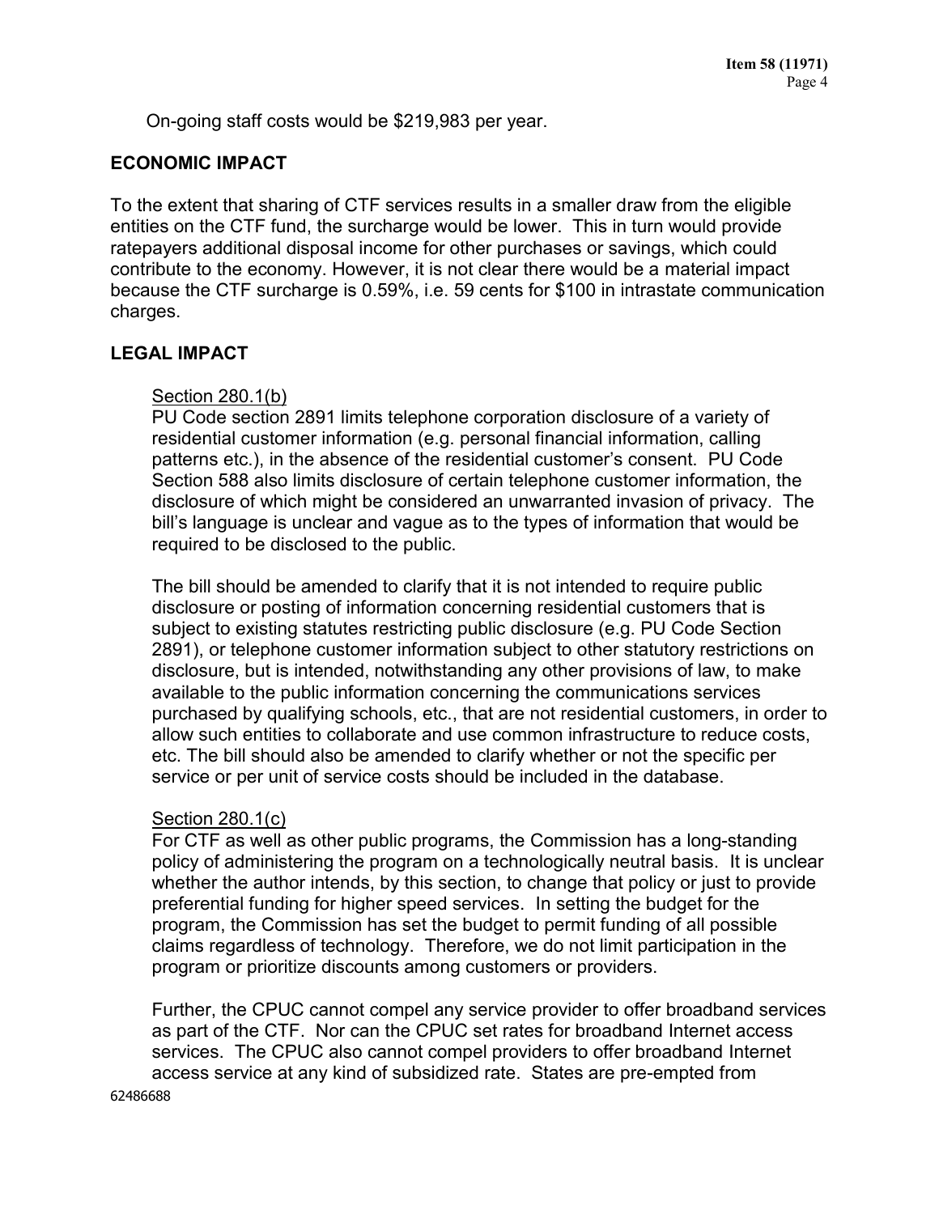On-going staff costs would be $219,983 per year.

## ECONOMIC IMPACT

To the extent that sharing of CTF services results in a smaller draw from the eligible entities on the CTF fund, the surcharge would be lower. This in turn would provide ratepayers additional disposal income for other purchases or savings, which could contribute to the economy. However, it is not clear there would be a material impact because the CTF surcharge is 0.59%, i.e. 59 cents for $100 in intrastate communication charges.

## LEGAL IMPACT

<u>Section 280.1(b)</u>

PU Code section 2891 limits telephone corporation disclosure of a variety of residential customer information (e.g. personal financial information, calling patterns etc.), in the absence of the residential customer's consent. PU Code Section 588 also limits disclosure of certain telephone customer information, the disclosure of which might be considered an unwarranted invasion of privacy. The bill's language is unclear and vague as to the types of information that would be required to be disclosed to the public.

The bill should be amended to clarify that it is not intended to require public disclosure or posting of information concerning residential customers that is subject to existing statutes restricting public disclosure (e.g. PU Code Section 2891), or telephone customer information subject to other statutory restrictions on disclosure, but is intended, notwithstanding any other provisions of law, to make available to the public information concerning the communications services purchased by qualifying schools, etc., that are not residential customers, in order to allow such entities to collaborate and use common infrastructure to reduce costs, etc. The bill should also be amended to clarify whether or not the specific per service or per unit of service costs should be included in the database.

<u>Section 280.1(c)</u>

For CTF as well as other public programs, the Commission has a long-standing policy of administering the program on a technologically neutral basis. It is unclear whether the author intends, by this section, to change that policy or just to provide preferential funding for higher speed services. In setting the budget for the program, the Commission has set the budget to permit funding of all possible claims regardless of technology. Therefore, we do not limit participation in the program or prioritize discounts among customers or providers.

Further, the CPUC cannot compel any service provider to offer broadband services as part of the CTF. Nor can the CPUC set rates for broadband Internet access services. The CPUC also cannot compel providers to offer broadband Internet access service at any kind of subsidized rate. States are pre-empted from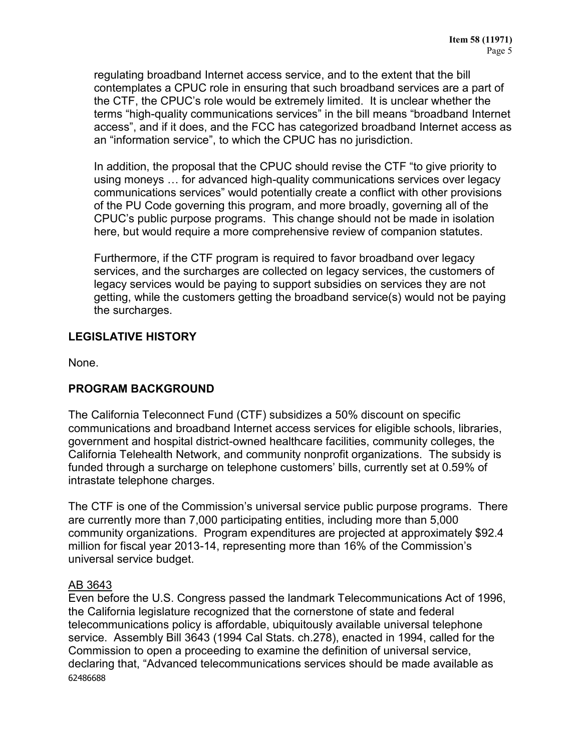regulating broadband Internet access service, and to the extent that the bill contemplates a CPUC role in ensuring that such broadband services are a part of the CTF, the CPUC's role would be extremely limited. It is unclear whether the terms "high-quality communications services" in the bill means "broadband Internet access", and if it does, and the FCC has categorized broadband Internet access as an "information service", to which the CPUC has no jurisdiction.

In addition, the proposal that the CPUC should revise the CTF "to give priority to using moneys … for advanced high-quality communications services over legacy communications services" would potentially create a conflict with other provisions of the PU Code governing this program, and more broadly, governing all of the CPUC's public purpose programs. This change should not be made in isolation here, but would require a more comprehensive review of companion statutes.

Furthermore, if the CTF program is required to favor broadband over legacy services, and the surcharges are collected on legacy services, the customers of legacy services would be paying to support subsidies on services they are not getting, while the customers getting the broadband service(s) would not be paying the surcharges.

## LEGISLATIVE HISTORY

None.

## PROGRAM BACKGROUND

The California Teleconnect Fund (CTF) subsidizes a 50% discount on specific communications and broadband Internet access services for eligible schools, libraries, government and hospital district-owned healthcare facilities, community colleges, the California Telehealth Network, and community nonprofit organizations. The subsidy is funded through a surcharge on telephone customers' bills, currently set at 0.59% of intrastate telephone charges.

The CTF is one of the Commission's universal service public purpose programs. There are currently more than 7,000 participating entities, including more than 5,000 community organizations. Program expenditures are projected at approximately $92.4 million for fiscal year 2013-14, representing more than 16% of the Commission's universal service budget.

### AB 3643

Even before the U.S. Congress passed the landmark Telecommunications Act of 1996, the California legislature recognized that the cornerstone of state and federal telecommunications policy is affordable, ubiquitously available universal telephone service. Assembly Bill 3643 (1994 Cal Stats. ch.278), enacted in 1994, called for the Commission to open a proceeding to examine the definition of universal service, declaring that, "Advanced telecommunications services should be made available as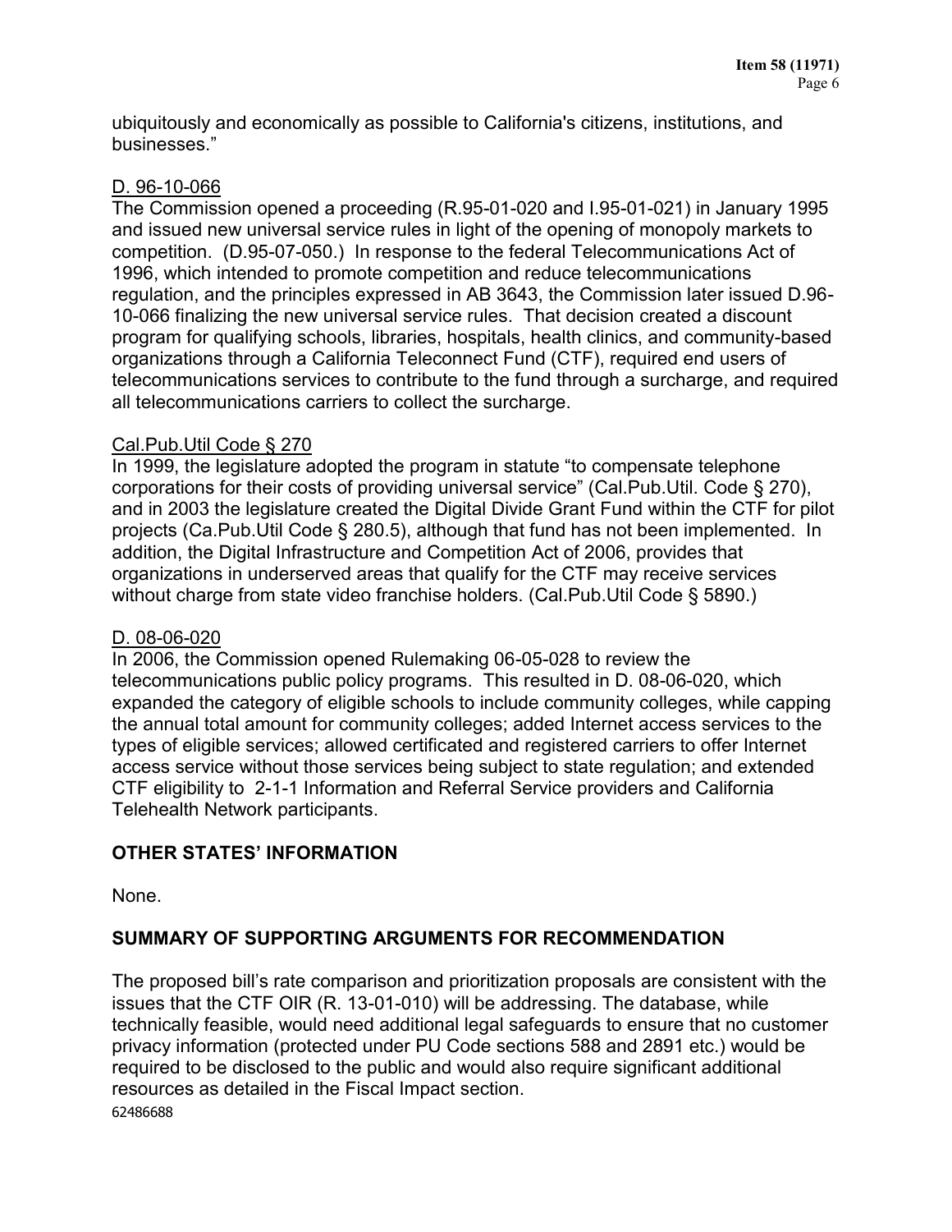ubiquitously and economically as possible to California's citizens, institutions, and businesses."

D. 96-10-066

The Commission opened a proceeding (R.95-01-020 and I.95-01-021) in January 1995 and issued new universal service rules in light of the opening of monopoly markets to competition. (D.95-07-050.) In response to the federal Telecommunications Act of 1996, which intended to promote competition and reduce telecommunications regulation, and the principles expressed in AB 3643, the Commission later issued D.96-10-066 finalizing the new universal service rules. That decision created a discount program for qualifying schools, libraries, hospitals, health clinics, and community-based organizations through a California Teleconnect Fund (CTF), required end users of telecommunications services to contribute to the fund through a surcharge, and required all telecommunications carriers to collect the surcharge.

Cal.Pub.Util Code § 270

In 1999, the legislature adopted the program in statute "to compensate telephone corporations for their costs of providing universal service" (Cal.Pub.Util. Code § 270), and in 2003 the legislature created the Digital Divide Grant Fund within the CTF for pilot projects (Ca.Pub.Util Code § 280.5), although that fund has not been implemented. In addition, the Digital Infrastructure and Competition Act of 2006, provides that organizations in underserved areas that qualify for the CTF may receive services without charge from state video franchise holders. (Cal.Pub.Util Code § 5890.)

D. 08-06-020

In 2006, the Commission opened Rulemaking 06-05-028 to review the telecommunications public policy programs. This resulted in D. 08-06-020, which expanded the category of eligible schools to include community colleges, while capping the annual total amount for community colleges; added Internet access services to the types of eligible services; allowed certificated and registered carriers to offer Internet access service without those services being subject to state regulation; and extended CTF eligibility to 2-1-1 Information and Referral Service providers and California Telehealth Network participants.

## OTHER STATES' INFORMATION

None.

## SUMMARY OF SUPPORTING ARGUMENTS FOR RECOMMENDATION

The proposed bill's rate comparison and prioritization proposals are consistent with the issues that the CTF OIR (R. 13-01-010) will be addressing. The database, while technically feasible, would need additional legal safeguards to ensure that no customer privacy information (protected under PU Code sections 588 and 2891 etc.) would be required to be disclosed to the public and would also require significant additional resources as detailed in the Fiscal Impact section.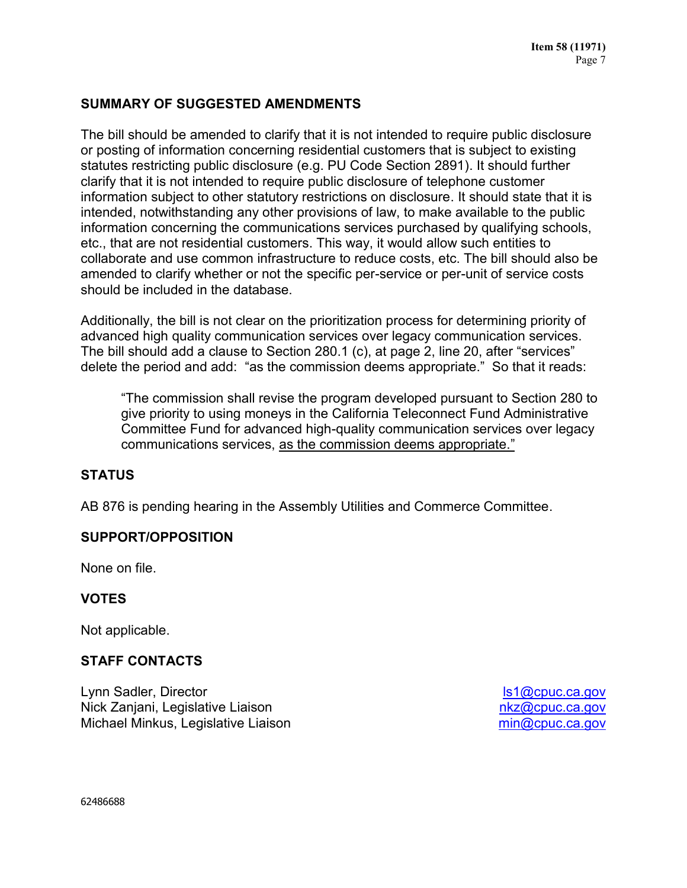## SUMMARY OF SUGGESTED AMENDMENTS

The bill should be amended to clarify that it is not intended to require public disclosure or posting of information concerning residential customers that is subject to existing statutes restricting public disclosure (e.g. PU Code Section 2891). It should further clarify that it is not intended to require public disclosure of telephone customer information subject to other statutory restrictions on disclosure. It should state that it is intended, notwithstanding any other provisions of law, to make available to the public information concerning the communications services purchased by qualifying schools, etc., that are not residential customers. This way, it would allow such entities to collaborate and use common infrastructure to reduce costs, etc. The bill should also be amended to clarify whether or not the specific per-service or per-unit of service costs should be included in the database.

Additionally, the bill is not clear on the prioritization process for determining priority of advanced high quality communication services over legacy communication services. The bill should add a clause to Section 280.1 (c), at page 2, line 20, after "services" delete the period and add: "as the commission deems appropriate." So that it reads:

> "The commission shall revise the program developed pursuant to Section 280 to give priority to using moneys in the California Teleconnect Fund Administrative Committee Fund for advanced high-quality communication services over legacy communications services, <u>as the commission deems appropriate."</u>

## STATUS

AB 876 is pending hearing in the Assembly Utilities and Commerce Committee.

## SUPPORT/OPPOSITION

None on file.

## VOTES

Not applicable.

## STAFF CONTACTS

| | |
|---|---|
| Lynn Sadler, Director | ls1@cpuc.ca.gov |
| Nick Zanjani, Legislative Liaison | nkz@cpuc.ca.gov |
| Michael Minkus, Legislative Liaison | min@cpuc.ca.gov |

62486688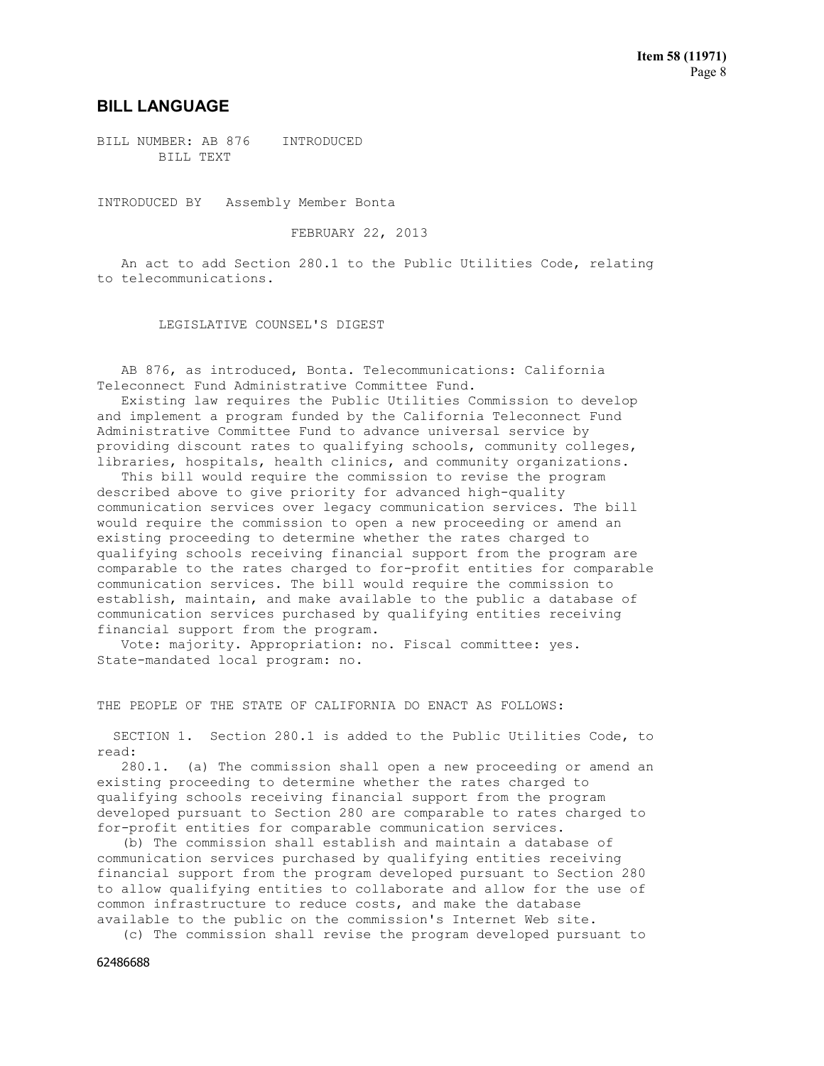## BILL LANGUAGE

BILL NUMBER: AB 876 INTRODUCED
BILL TEXT

INTRODUCED BY Assembly Member Bonta

FEBRUARY 22, 2013

An act to add Section 280.1 to the Public Utilities Code, relating to telecommunications.

LEGISLATIVE COUNSEL'S DIGEST

AB 876, as introduced, Bonta. Telecommunications: California Teleconnect Fund Administrative Committee Fund.

Existing law requires the Public Utilities Commission to develop and implement a program funded by the California Teleconnect Fund Administrative Committee Fund to advance universal service by providing discount rates to qualifying schools, community colleges, libraries, hospitals, health clinics, and community organizations.

This bill would require the commission to revise the program described above to give priority for advanced high-quality communication services over legacy communication services. The bill would require the commission to open a new proceeding or amend an existing proceeding to determine whether the rates charged to qualifying schools receiving financial support from the program are comparable to the rates charged to for-profit entities for comparable communication services. The bill would require the commission to establish, maintain, and make available to the public a database of communication services purchased by qualifying entities receiving financial support from the program.

Vote: majority. Appropriation: no. Fiscal committee: yes. State-mandated local program: no.

THE PEOPLE OF THE STATE OF CALIFORNIA DO ENACT AS FOLLOWS:

SECTION 1. Section 280.1 is added to the Public Utilities Code, to read:

280.1. (a) The commission shall open a new proceeding or amend an existing proceeding to determine whether the rates charged to qualifying schools receiving financial support from the program developed pursuant to Section 280 are comparable to rates charged to for-profit entities for comparable communication services.

(b) The commission shall establish and maintain a database of communication services purchased by qualifying entities receiving financial support from the program developed pursuant to Section 280 to allow qualifying entities to collaborate and allow for the use of common infrastructure to reduce costs, and make the database available to the public on the commission's Internet Web site.

(c) The commission shall revise the program developed pursuant to

62486688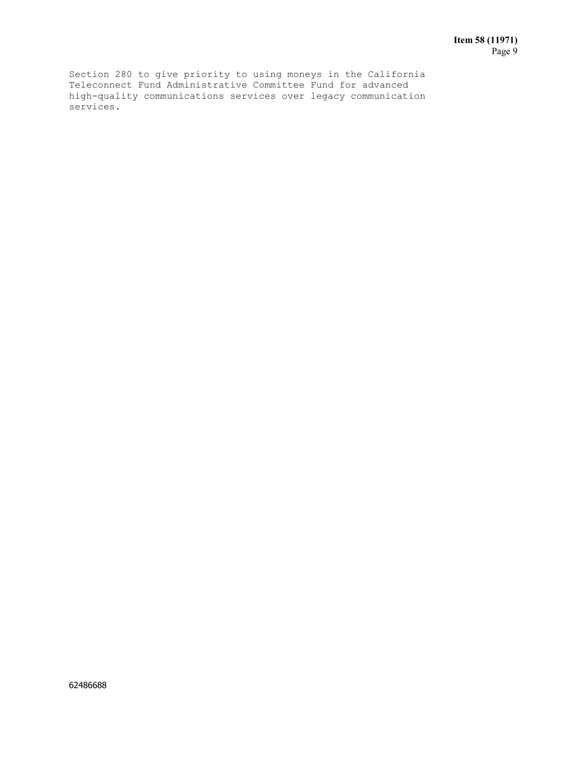Section 280 to give priority to using moneys in the California Teleconnect Fund Administrative Committee Fund for advanced high-quality communications services over legacy communication services.